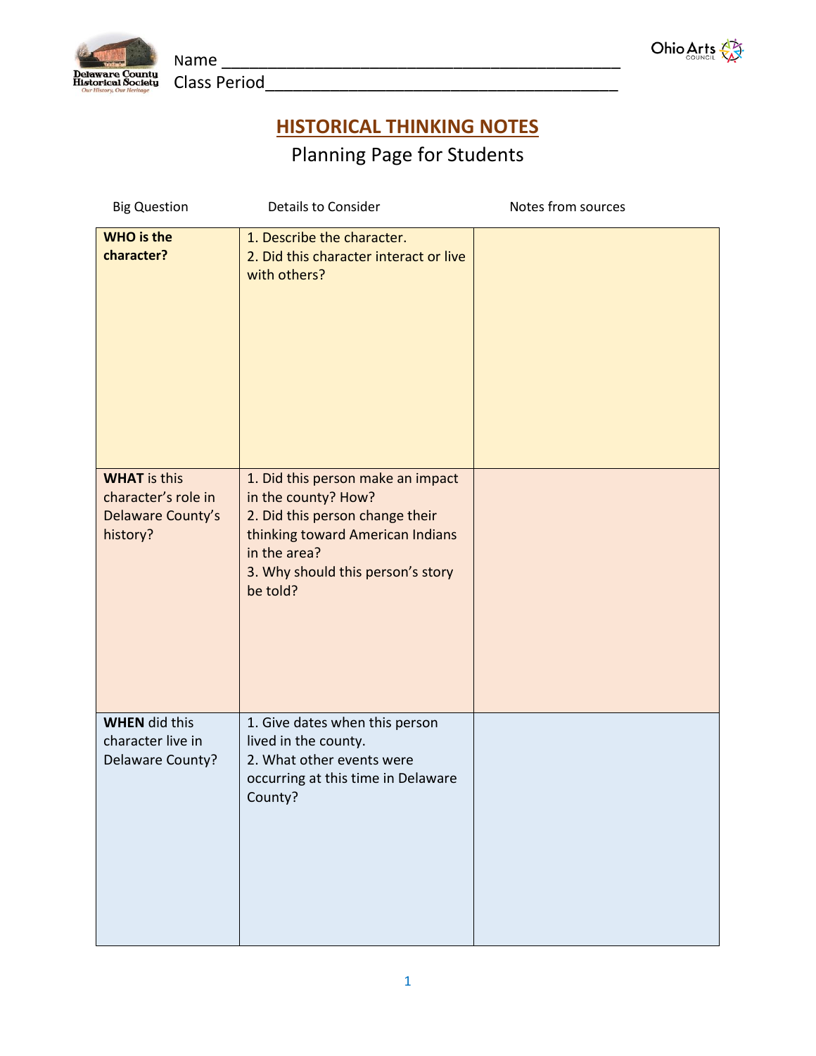Name ________________________________________________

Class Period__________________________________________

# HISTORICAL THINKING NOTES

## Planning Page for Students

| Big Question | Details to Consider | Notes from sources |
|---|---|---|
| **WHO is the character?** | 1. Describe the character.<br>2. Did this character interact or live with others? | |
| **WHAT** is this character's role in Delaware County's history? | 1. Did this person make an impact in the county? How?<br>2. Did this person change their thinking toward American Indians in the area?<br>3. Why should this person's story be told? | |
| **WHEN** did this character live in Delaware County? | 1. Give dates when this person lived in the county.<br>2. What other events were occurring at this time in Delaware County? | |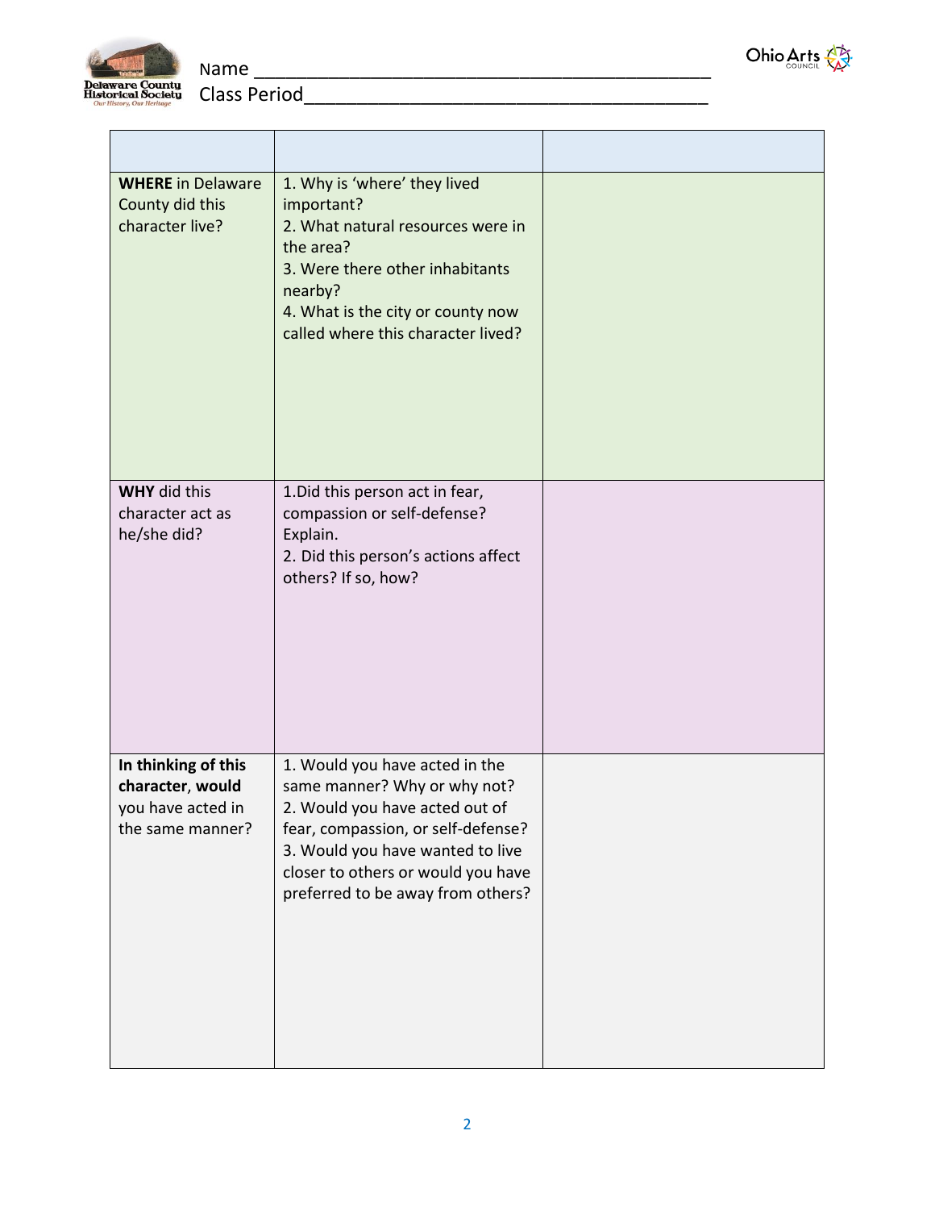Name ___________________________________________

Class Period______________________________________

| | | |
|---|---|---|
| **WHERE** in Delaware County did this character live? | 1. Why is 'where' they lived important?<br>2. What natural resources were in the area?<br>3. Were there other inhabitants nearby?<br>4. What is the city or county now called where this character lived? | |
| **WHY** did this character act as he/she did? | 1.Did this person act in fear, compassion or self-defense? Explain.<br>2. Did this person's actions affect others? If so, how? | |
| **In thinking of this character**, **would** you have acted in the same manner? | 1. Would you have acted in the same manner? Why or why not?<br>2. Would you have acted out of fear, compassion, or self-defense?<br>3. Would you have wanted to live closer to others or would you have preferred to be away from others? | |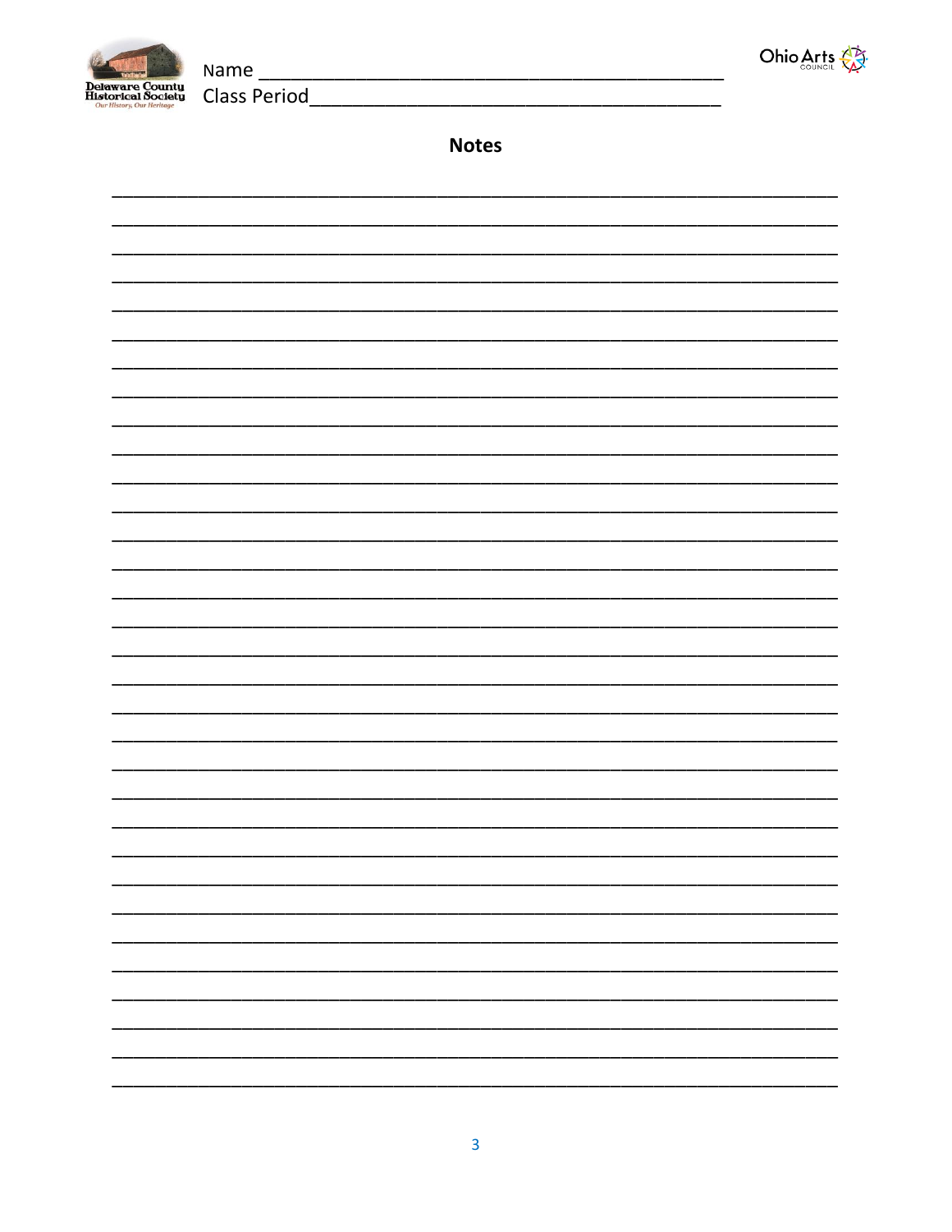Name ___________________________________________

Class Period ______________________________________

## Notes

___________________________________________________________________________

___________________________________________________________________________

___________________________________________________________________________

___________________________________________________________________________

___________________________________________________________________________

___________________________________________________________________________

___________________________________________________________________________

___________________________________________________________________________

___________________________________________________________________________

___________________________________________________________________________

___________________________________________________________________________

___________________________________________________________________________

___________________________________________________________________________

___________________________________________________________________________

___________________________________________________________________________

___________________________________________________________________________

___________________________________________________________________________

___________________________________________________________________________

___________________________________________________________________________

___________________________________________________________________________

___________________________________________________________________________

___________________________________________________________________________

___________________________________________________________________________

___________________________________________________________________________

___________________________________________________________________________

___________________________________________________________________________

___________________________________________________________________________

___________________________________________________________________________

___________________________________________________________________________

___________________________________________________________________________

___________________________________________________________________________

___________________________________________________________________________

___________________________________________________________________________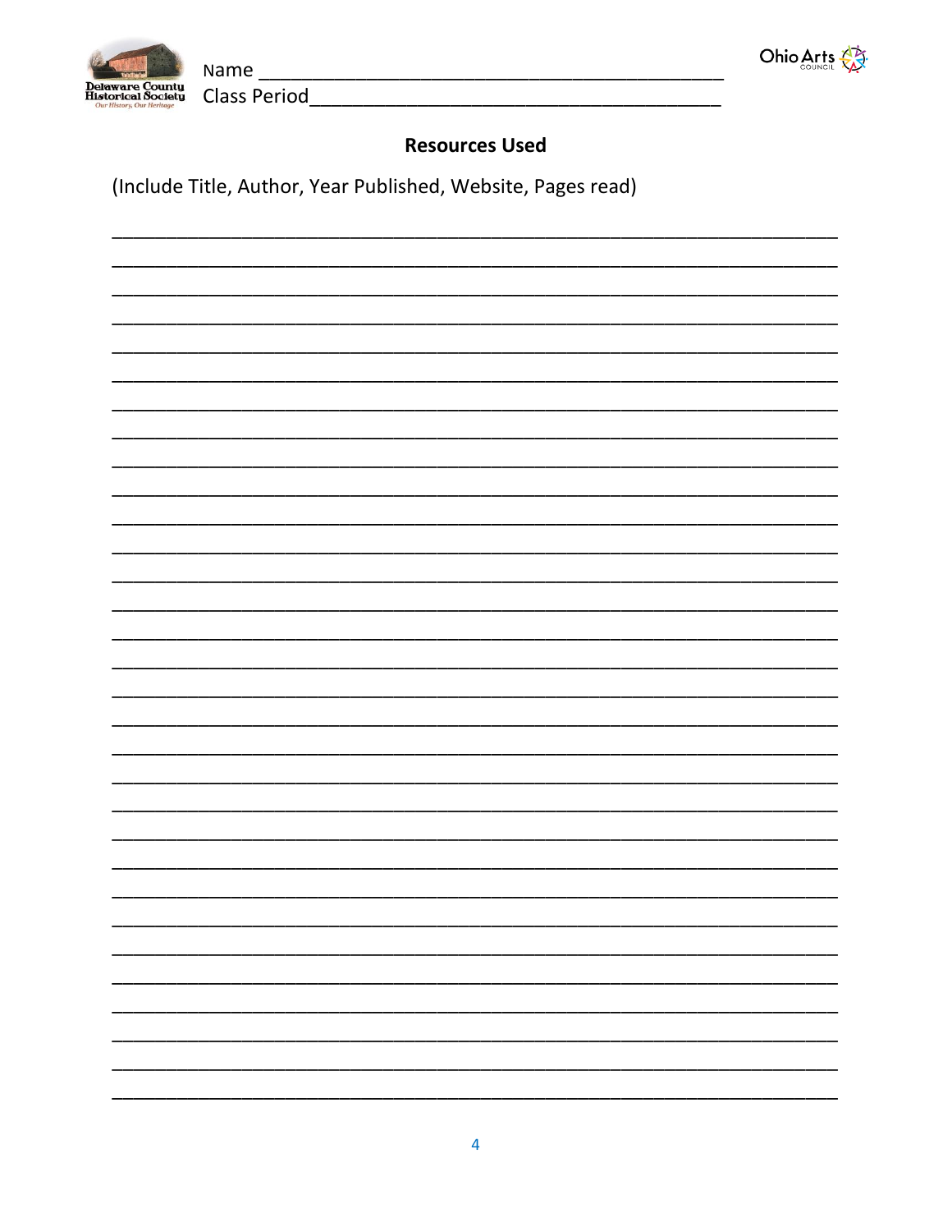Name ____________________________________________

Class Period______________________________________

## Resources Used

(Include Title, Author, Year Published, Website, Pages read)

_____________________________________________________________________________

_____________________________________________________________________________

_____________________________________________________________________________

_____________________________________________________________________________

_____________________________________________________________________________

_____________________________________________________________________________

_____________________________________________________________________________

_____________________________________________________________________________

_____________________________________________________________________________

_____________________________________________________________________________

_____________________________________________________________________________

_____________________________________________________________________________

_____________________________________________________________________________

_____________________________________________________________________________

_____________________________________________________________________________

_____________________________________________________________________________

_____________________________________________________________________________

_____________________________________________________________________________

_____________________________________________________________________________

_____________________________________________________________________________

_____________________________________________________________________________

_____________________________________________________________________________

_____________________________________________________________________________

_____________________________________________________________________________

_____________________________________________________________________________

_____________________________________________________________________________

_____________________________________________________________________________

_____________________________________________________________________________

_____________________________________________________________________________

_____________________________________________________________________________

_____________________________________________________________________________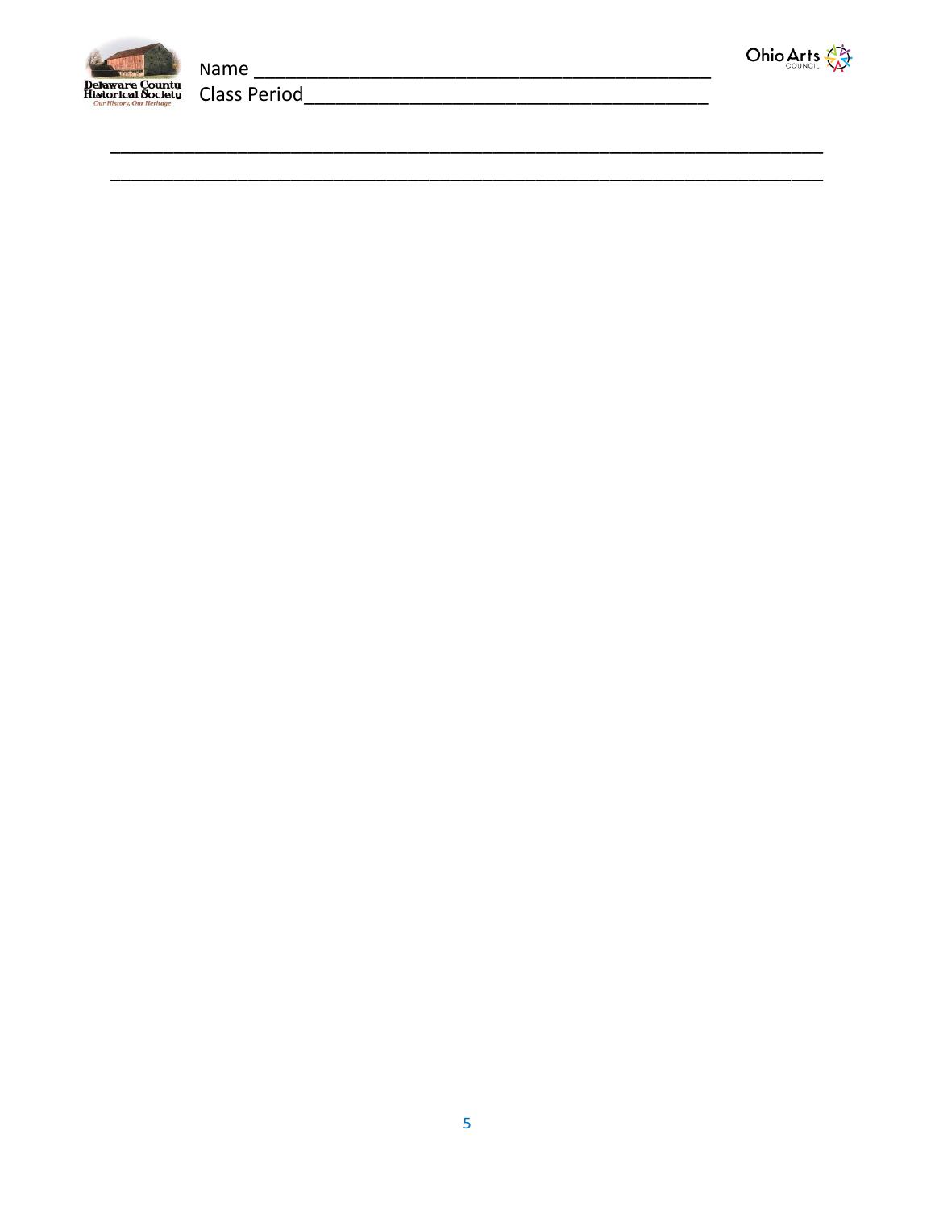Name ___________________________________________

Class Period______________________________________

_____________________________________________________________________

_____________________________________________________________________